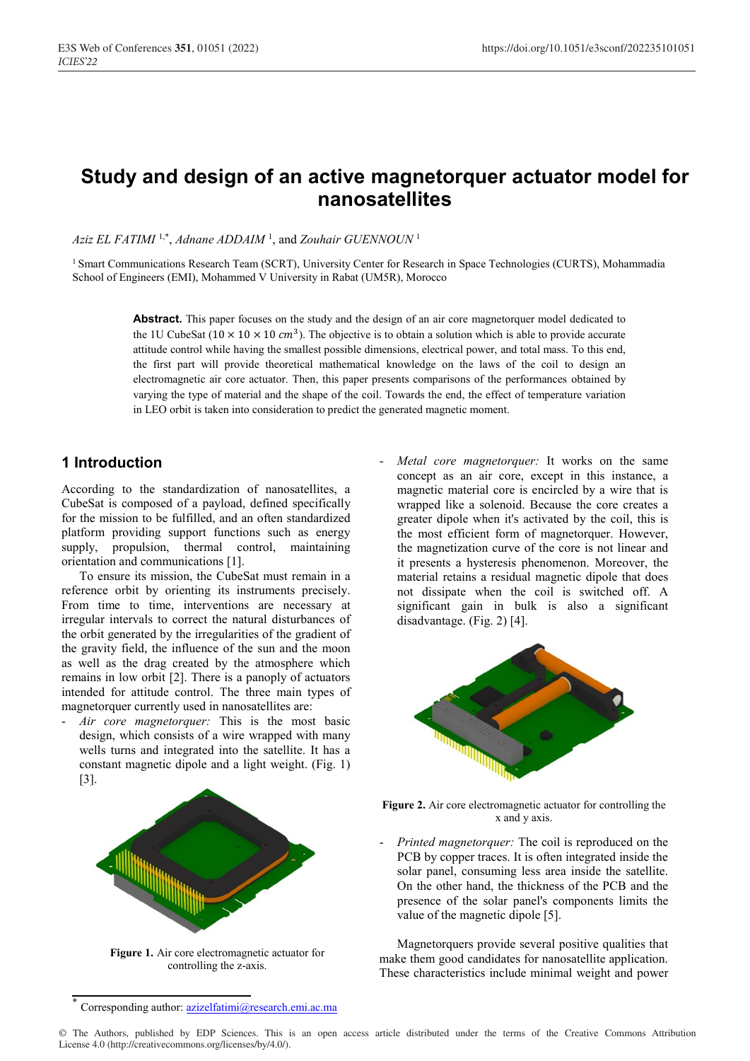# Study and design of an active magnetorquer actuator model for nanosatellites

*Aziz EL FATIMI* [1,*], *Adnane ADDAIM* [1], and *Zouhair GUENNOUN* [1]

[1] Smart Communications Research Team (SCRT), University Center for Research in Space Technologies (CURTS), Mohammadia School of Engineers (EMI), Mohammed V University in Rabat (UM5R), Morocco

**Abstract.** This paper focuses on the study and the design of an air core magnetorquer model dedicated to the 1U CubeSat ($10 \times 10 \times 10\ cm^3$). The objective is to obtain a solution which is able to provide accurate attitude control while having the smallest possible dimensions, electrical power, and total mass. To this end, the first part will provide theoretical mathematical knowledge on the laws of the coil to design an electromagnetic air core actuator. Then, this paper presents comparisons of the performances obtained by varying the type of material and the shape of the coil. Towards the end, the effect of temperature variation in LEO orbit is taken into consideration to predict the generated magnetic moment.

## 1 Introduction

According to the standardization of nanosatellites, a CubeSat is composed of a payload, defined specifically for the mission to be fulfilled, and an often standardized platform providing support functions such as energy supply, propulsion, thermal control, maintaining orientation and communications [1].

To ensure its mission, the CubeSat must remain in a reference orbit by orienting its instruments precisely. From time to time, interventions are necessary at irregular intervals to correct the natural disturbances of the orbit generated by the irregularities of the gradient of the gravity field, the influence of the sun and the moon as well as the drag created by the atmosphere which remains in low orbit [2]. There is a panoply of actuators intended for attitude control. The three main types of magnetorquer currently used in nanosatellites are:

- *Air core magnetorquer:* This is the most basic design, which consists of a wire wrapped with many wells turns and integrated into the satellite. It has a constant magnetic dipole and a light weight. (Fig. 1) [3].

**Figure 1.** Air core electromagnetic actuator for controlling the z-axis.

- *Metal core magnetorquer:* It works on the same concept as an air core, except in this instance, a magnetic material core is encircled by a wire that is wrapped like a solenoid. Because the core creates a greater dipole when it's activated by the coil, this is the most efficient form of magnetorquer. However, the magnetization curve of the core is not linear and it presents a hysteresis phenomenon. Moreover, the material retains a residual magnetic dipole that does not dissipate when the coil is switched off. A significant gain in bulk is also a significant disadvantage. (Fig. 2) [4].

**Figure 2.** Air core electromagnetic actuator for controlling the x and y axis.

- *Printed magnetorquer:* The coil is reproduced on the PCB by copper traces. It is often integrated inside the solar panel, consuming less area inside the satellite. On the other hand, the thickness of the PCB and the presence of the solar panel's components limits the value of the magnetic dipole [5].

Magnetorquers provide several positive qualities that make them good candidates for nanosatellite application. These characteristics include minimal weight and power

[*] Corresponding author: azizelfatimi@research.emi.ac.ma

© The Authors, published by EDP Sciences. This is an open access article distributed under the terms of the Creative Commons Attribution License 4.0 (http://creativecommons.org/licenses/by/4.0/).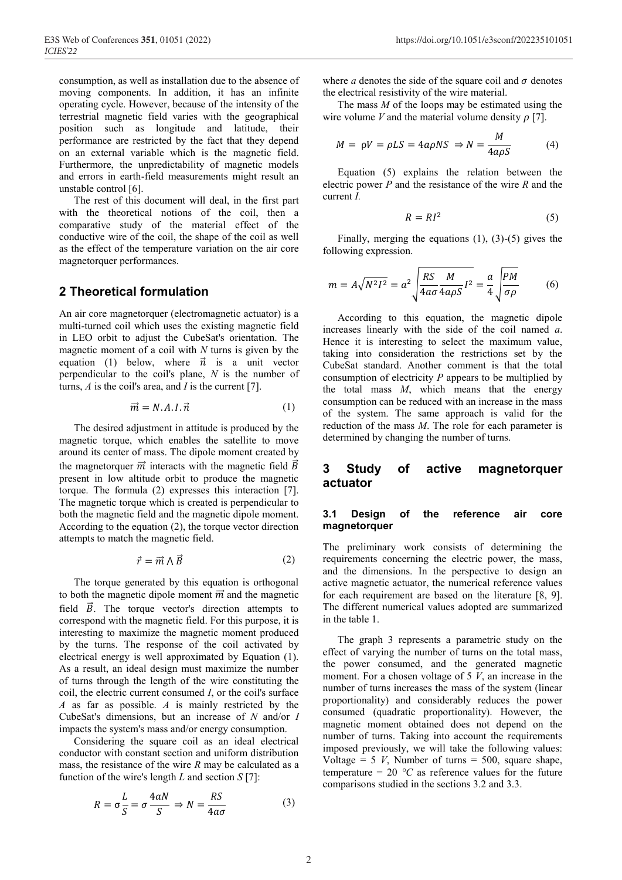consumption, as well as installation due to the absence of moving components. In addition, it has an infinite operating cycle. However, because of the intensity of the terrestrial magnetic field varies with the geographical position such as longitude and latitude, their performance are restricted by the fact that they depend on an external variable which is the magnetic field. Furthermore, the unpredictability of magnetic models and errors in earth-field measurements might result an unstable control [6].

The rest of this document will deal, in the first part with the theoretical notions of the coil, then a comparative study of the material effect of the conductive wire of the coil, the shape of the coil as well as the effect of the temperature variation on the air core magnetorquer performances.

## 2 Theoretical formulation

An air core magnetorquer (electromagnetic actuator) is a multi-turned coil which uses the existing magnetic field in LEO orbit to adjust the CubeSat's orientation. The magnetic moment of a coil with *N* turns is given by the equation (1) below, where $\vec{n}$ is a unit vector perpendicular to the coil's plane, *N* is the number of turns, *A* is the coil's area, and *I* is the current [7].

$$\vec{m} = N.A.I.\vec{n} \tag{1}$$

The desired adjustment in attitude is produced by the magnetic torque, which enables the satellite to move around its center of mass. The dipole moment created by the magnetorquer $\vec{m}$ interacts with the magnetic field $\vec{B}$ present in low altitude orbit to produce the magnetic torque. The formula (2) expresses this interaction [7]. The magnetic torque which is created is perpendicular to both the magnetic field and the magnetic dipole moment. According to the equation (2), the torque vector direction attempts to match the magnetic field.

$$\vec{r} = \vec{m} \wedge \vec{B} \tag{2}$$

The torque generated by this equation is orthogonal to both the magnetic dipole moment $\vec{m}$ and the magnetic field $\vec{B}$. The torque vector's direction attempts to correspond with the magnetic field. For this purpose, it is interesting to maximize the magnetic moment produced by the turns. The response of the coil activated by electrical energy is well approximated by Equation (1). As a result, an ideal design must maximize the number of turns through the length of the wire constituting the coil, the electric current consumed *I*, or the coil's surface *A* as far as possible. *A* is mainly restricted by the CubeSat's dimensions, but an increase of *N* and/or *I* impacts the system's mass and/or energy consumption.

Considering the square coil as an ideal electrical conductor with constant section and uniform distribution mass, the resistance of the wire *R* may be calculated as a function of the wire's length *L* and section *S* [7]:

$$R = \sigma\frac{L}{S} = \sigma\frac{4aN}{S} \Rightarrow N = \frac{RS}{4a\sigma} \tag{3}$$

where *a* denotes the side of the square coil and $\sigma$ denotes the electrical resistivity of the wire material.

The mass *M* of the loops may be estimated using the wire volume *V* and the material volume density $\rho$ [7].

$$M = \rho V = \rho LS = 4a\rho NS \Rightarrow N = \frac{M}{4a\rho S} \tag{4}$$

Equation (5) explains the relation between the electric power *P* and the resistance of the wire *R* and the current *I*.

$$R = RI^2 \tag{5}$$

Finally, merging the equations (1), (3)-(5) gives the following expression.

$$m = A\sqrt{N^2I^2} = a^2\sqrt{\frac{RS}{4a\sigma}\frac{M}{4a\rho S}I^2} = \frac{a}{4}\sqrt{\frac{PM}{\sigma\rho}} \tag{6}$$

According to this equation, the magnetic dipole increases linearly with the side of the coil named *a*. Hence it is interesting to select the maximum value, taking into consideration the restrictions set by the CubeSat standard. Another comment is that the total consumption of electricity *P* appears to be multiplied by the total mass *M*, which means that the energy consumption can be reduced with an increase in the mass of the system. The same approach is valid for the reduction of the mass *M*. The role for each parameter is determined by changing the number of turns.

## 3 Study of active magnetorquer actuator

### 3.1 Design of the reference air core magnetorquer

The preliminary work consists of determining the requirements concerning the electric power, the mass, and the dimensions. In the perspective to design an active magnetic actuator, the numerical reference values for each requirement are based on the literature [8, 9]. The different numerical values adopted are summarized in the table 1.

The graph 3 represents a parametric study on the effect of varying the number of turns on the total mass, the power consumed, and the generated magnetic moment. For a chosen voltage of 5 *V*, an increase in the number of turns increases the mass of the system (linear proportionality) and considerably reduces the power consumed (quadratic proportionality). However, the magnetic moment obtained does not depend on the number of turns. Taking into account the requirements imposed previously, we will take the following values: Voltage = 5 *V*, Number of turns = 500, square shape, temperature = 20 *°C* as reference values for the future comparisons studied in the sections 3.2 and 3.3.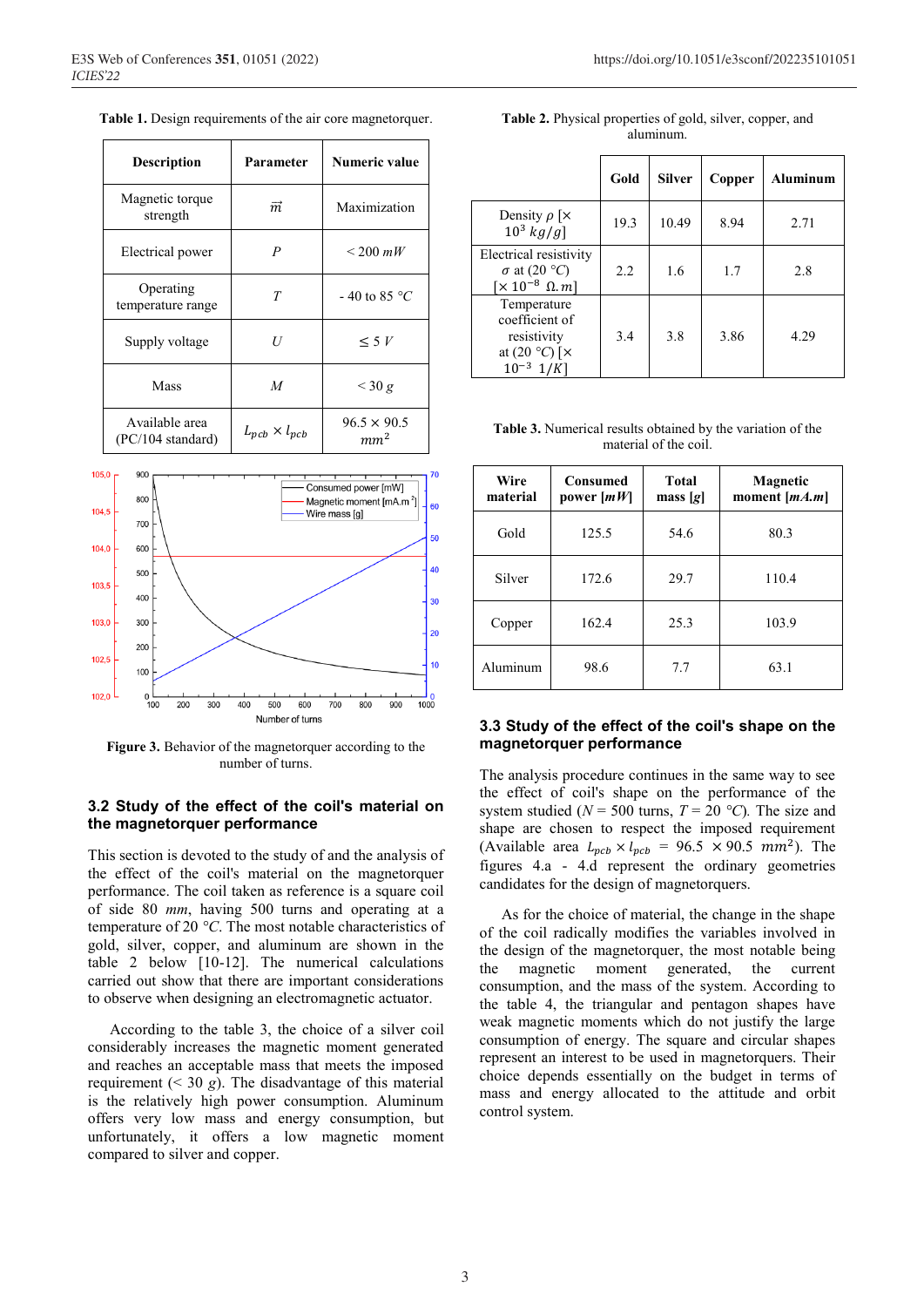**Table 1.** Design requirements of the air core magnetorquer.

| Description | Parameter | Numeric value |
|---|---|---|
| Magnetic torque strength | $\vec{m}$ | Maximization |
| Electrical power | $P$ | < 200 $mW$ |
| Operating temperature range | $T$ | - 40 to 85 °$C$ |
| Supply voltage | $U$ | ≤ 5 $V$ |
| Mass | $M$ | < 30 $g$ |
| Available area (PC/104 standard) | $L_{pcb} \times l_{pcb}$ | 96.5 × 90.5 $mm^2$ |

**Figure 3.** Behavior of the magnetorquer according to the number of turns.

### 3.2 Study of the effect of the coil's material on the magnetorquer performance

This section is devoted to the study of and the analysis of the effect of the coil's material on the magnetorquer performance. The coil taken as reference is a square coil of side 80 $mm$, having 500 turns and operating at a temperature of 20 °$C$. The most notable characteristics of gold, silver, copper, and aluminum are shown in the table 2 below [10-12]. The numerical calculations carried out show that there are important considerations to observe when designing an electromagnetic actuator.

According to the table 3, the choice of a silver coil considerably increases the magnetic moment generated and reaches an acceptable mass that meets the imposed requirement (< 30 $g$). The disadvantage of this material is the relatively high power consumption. Aluminum offers very low mass and energy consumption, but unfortunately, it offers a low magnetic moment compared to silver and copper.

**Table 2.** Physical properties of gold, silver, copper, and aluminum.

| | Gold | Silver | Copper | Aluminum |
|---|---|---|---|---|
| Density $\rho$ [$\times 10^3$ $kg/g$] | 19.3 | 10.49 | 8.94 | 2.71 |
| Electrical resistivity $\sigma$ at (20 °$C$) [$\times 10^{-8}$ $\Omega.m$] | 2.2 | 1.6 | 1.7 | 2.8 |
| Temperature coefficient of resistivity at (20 °$C$) [$\times 10^{-3}$ $1/K$] | 3.4 | 3.8 | 3.86 | 4.29 |

**Table 3.** Numerical results obtained by the variation of the material of the coil.

| Wire material | Consumed power [$mW$] | Total mass [$g$] | Magnetic moment [$mA.m$] |
|---|---|---|---|
| Gold | 125.5 | 54.6 | 80.3 |
| Silver | 172.6 | 29.7 | 110.4 |
| Copper | 162.4 | 25.3 | 103.9 |
| Aluminum | 98.6 | 7.7 | 63.1 |

### 3.3 Study of the effect of the coil's shape on the magnetorquer performance

The analysis procedure continues in the same way to see the effect of coil's shape on the performance of the system studied ($N$ = 500 turns, $T$ = 20 °$C$). The size and shape are chosen to respect the imposed requirement (Available area $L_{pcb} \times l_{pcb}$ = 96.5 × 90.5 $mm^2$). The figures 4.a - 4.d represent the ordinary geometries candidates for the design of magnetorquers.

As for the choice of material, the change in the shape of the coil radically modifies the variables involved in the design of the magnetorquer, the most notable being the magnetic moment generated, the current consumption, and the mass of the system. According to the table 4, the triangular and pentagon shapes have weak magnetic moments which do not justify the large consumption of energy. The square and circular shapes represent an interest to be used in magnetorquers. Their choice depends essentially on the budget in terms of mass and energy allocated to the attitude and orbit control system.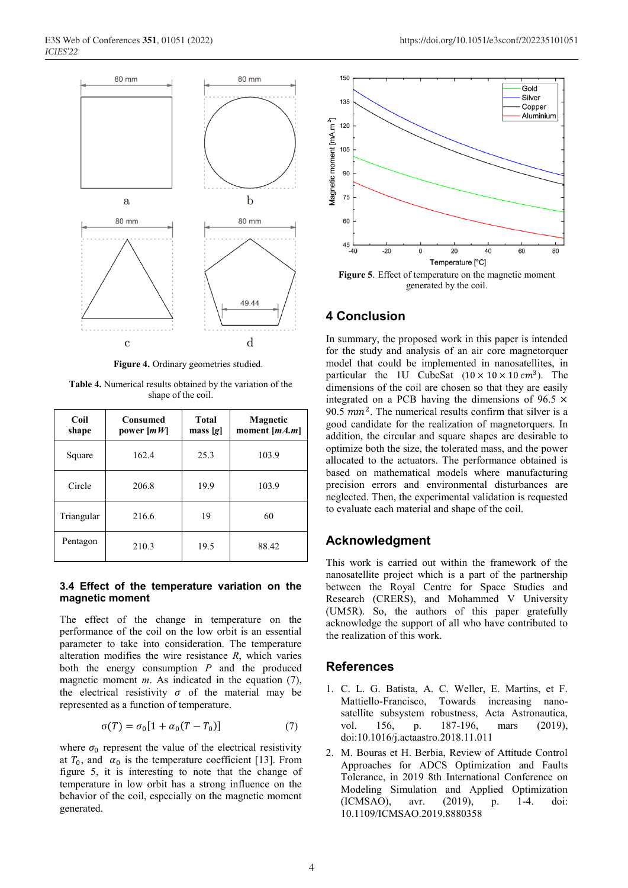Figure 4. Ordinary geometries studied.

**Table 4.** Numerical results obtained by the variation of the shape of the coil.

| Coil shape | Consumed power [*mW*] | Total mass [*g*] | Magnetic moment [*mA.m*] |
| --- | --- | --- | --- |
| Square | 162.4 | 25.3 | 103.9 |
| Circle | 206.8 | 19.9 | 103.9 |
| Triangular | 216.6 | 19 | 60 |
| Pentagon | 210.3 | 19.5 | 88.42 |

### 3.4 Effect of the temperature variation on the magnetic moment

The effect of the change in temperature on the performance of the coil on the low orbit is an essential parameter to take into consideration. The temperature alteration modifies the wire resistance *R*, which varies both the energy consumption *P* and the produced magnetic moment *m*. As indicated in the equation (7), the electrical resistivity $\sigma$ of the material may be represented as a function of temperature.

$$\sigma(T) = \sigma_0[1 + \alpha_0(T - T_0)] \qquad (7)$$

where $\sigma_0$ represent the value of the electrical resistivity at $T_0$, and $\alpha_0$ is the temperature coefficient [13]. From figure 5, it is interesting to note that the change of temperature in low orbit has a strong influence on the behavior of the coil, especially on the magnetic moment generated.

**Figure 5**. Effect of temperature on the magnetic moment generated by the coil.

## 4 Conclusion

In summary, the proposed work in this paper is intended for the study and analysis of an air core magnetorquer model that could be implemented in nanosatellites, in particular the 1U CubeSat ($10 \times 10 \times 10\,cm^3$). The dimensions of the coil are chosen so that they are easily integrated on a PCB having the dimensions of $96.5 \times 90.5\,mm^2$. The numerical results confirm that silver is a good candidate for the realization of magnetorquers. In addition, the circular and square shapes are desirable to optimize both the size, the tolerated mass, and the power allocated to the actuators. The performance obtained is based on mathematical models where manufacturing precision errors and environmental disturbances are neglected. Then, the experimental validation is requested to evaluate each material and shape of the coil.

## Acknowledgment

This work is carried out within the framework of the nanosatellite project which is a part of the partnership between the Royal Centre for Space Studies and Research (CRERS), and Mohammed V University (UM5R). So, the authors of this paper gratefully acknowledge the support of all who have contributed to the realization of this work.

## References

1. C. L. G. Batista, A. C. Weller, E. Martins, et F. Mattiello-Francisco, Towards increasing nano-satellite subsystem robustness, Acta Astronautica, vol. 156, p. 187-196, mars (2019), doi:10.1016/j.actaastro.2018.11.011
2. M. Bouras et H. Berbia, Review of Attitude Control Approaches for ADCS Optimization and Faults Tolerance, in 2019 8th International Conference on Modeling Simulation and Applied Optimization (ICMSAO), avr. (2019), p. 1-4. doi: 10.1109/ICMSAO.2019.8880358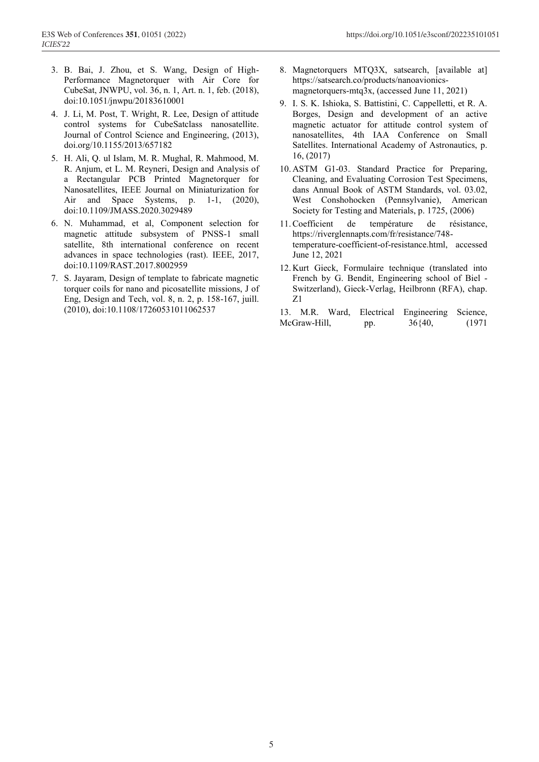3. B. Bai, J. Zhou, et S. Wang, Design of High-Performance Magnetorquer with Air Core for CubeSat, JNWPU, vol. 36, n. 1, Art. n. 1, feb. (2018), doi:10.1051/jnwpu/20183610001
4. J. Li, M. Post, T. Wright, R. Lee, Design of attitude control systems for CubeSatclass nanosatellite. Journal of Control Science and Engineering, (2013), doi.org/10.1155/2013/657182
5. H. Ali, Q. ul Islam, M. R. Mughal, R. Mahmood, M. R. Anjum, et L. M. Reyneri, Design and Analysis of a Rectangular PCB Printed Magnetorquer for Nanosatellites, IEEE Journal on Miniaturization for Air and Space Systems, p. 1-1, (2020), doi:10.1109/JMASS.2020.3029489
6. N. Muhammad, et al, Component selection for magnetic attitude subsystem of PNSS-1 small satellite, 8th international conference on recent advances in space technologies (rast). IEEE, 2017, doi:10.1109/RAST.2017.8002959
7. S. Jayaram, Design of template to fabricate magnetic torquer coils for nano and picosatellite missions, J of Eng, Design and Tech, vol. 8, n. 2, p. 158-167, juill. (2010), doi:10.1108/17260531011062537
8. Magnetorquers MTQ3X, satsearch, [available at] https://satsearch.co/products/nanoavionics-magnetorquers-mtq3x, (accessed June 11, 2021)
9. I. S. K. Ishioka, S. Battistini, C. Cappelletti, et R. A. Borges, Design and development of an active magnetic actuator for attitude control system of nanosatellites, 4th IAA Conference on Small Satellites. International Academy of Astronautics, p. 16, (2017)
10. ASTM G1-03. Standard Practice for Preparing, Cleaning, and Evaluating Corrosion Test Specimens, dans Annual Book of ASTM Standards, vol. 03.02, West Conshohocken (Pennsylvanie), American Society for Testing and Materials, p. 1725, (2006)
11. Coefficient de température de résistance, https://riverglennapts.com/fr/resistance/748-temperature-coefficient-of-resistance.html, accessed June 12, 2021
12. Kurt Gieck, Formulaire technique (translated into French by G. Bendit, Engineering school of Biel - Switzerland), Gieck-Verlag, Heilbronn (RFA), chap. Z1
13. M.R. Ward, Electrical Engineering Science, McGraw-Hill, pp. 36{40, (1971